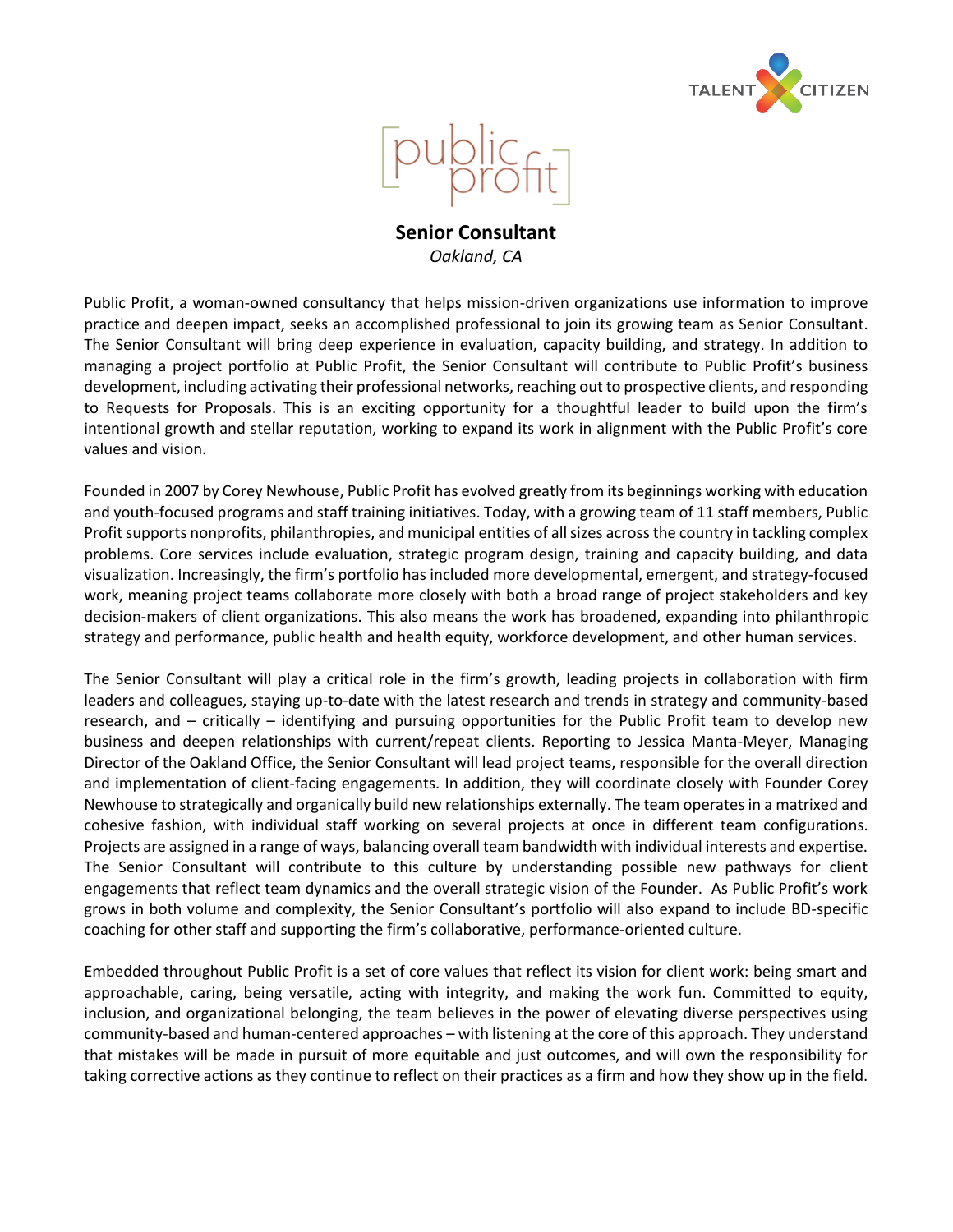# Senior Consultant

*Oakland, CA*

Public Profit, a woman-owned consultancy that helps mission-driven organizations use information to improve practice and deepen impact, seeks an accomplished professional to join its growing team as Senior Consultant. The Senior Consultant will bring deep experience in evaluation, capacity building, and strategy. In addition to managing a project portfolio at Public Profit, the Senior Consultant will contribute to Public Profit's business development, including activating their professional networks, reaching out to prospective clients, and responding to Requests for Proposals. This is an exciting opportunity for a thoughtful leader to build upon the firm's intentional growth and stellar reputation, working to expand its work in alignment with the Public Profit's core values and vision.

Founded in 2007 by Corey Newhouse, Public Profit has evolved greatly from its beginnings working with education and youth-focused programs and staff training initiatives. Today, with a growing team of 11 staff members, Public Profit supports nonprofits, philanthropies, and municipal entities of all sizes across the country in tackling complex problems. Core services include evaluation, strategic program design, training and capacity building, and data visualization. Increasingly, the firm's portfolio has included more developmental, emergent, and strategy-focused work, meaning project teams collaborate more closely with both a broad range of project stakeholders and key decision-makers of client organizations. This also means the work has broadened, expanding into philanthropic strategy and performance, public health and health equity, workforce development, and other human services.

The Senior Consultant will play a critical role in the firm's growth, leading projects in collaboration with firm leaders and colleagues, staying up-to-date with the latest research and trends in strategy and community-based research, and – critically – identifying and pursuing opportunities for the Public Profit team to develop new business and deepen relationships with current/repeat clients. Reporting to Jessica Manta-Meyer, Managing Director of the Oakland Office, the Senior Consultant will lead project teams, responsible for the overall direction and implementation of client-facing engagements. In addition, they will coordinate closely with Founder Corey Newhouse to strategically and organically build new relationships externally. The team operates in a matrixed and cohesive fashion, with individual staff working on several projects at once in different team configurations. Projects are assigned in a range of ways, balancing overall team bandwidth with individual interests and expertise. The Senior Consultant will contribute to this culture by understanding possible new pathways for client engagements that reflect team dynamics and the overall strategic vision of the Founder. As Public Profit's work grows in both volume and complexity, the Senior Consultant's portfolio will also expand to include BD-specific coaching for other staff and supporting the firm's collaborative, performance-oriented culture.

Embedded throughout Public Profit is a set of core values that reflect its vision for client work: being smart and approachable, caring, being versatile, acting with integrity, and making the work fun. Committed to equity, inclusion, and organizational belonging, the team believes in the power of elevating diverse perspectives using community-based and human-centered approaches – with listening at the core of this approach. They understand that mistakes will be made in pursuit of more equitable and just outcomes, and will own the responsibility for taking corrective actions as they continue to reflect on their practices as a firm and how they show up in the field.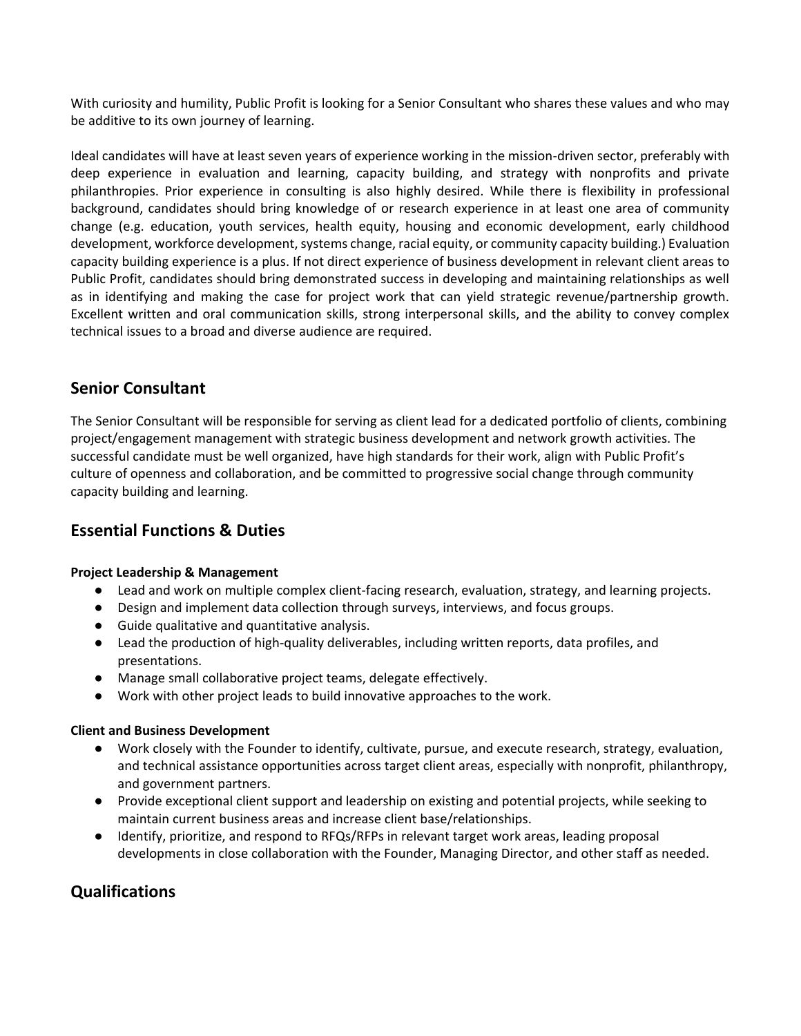With curiosity and humility, Public Profit is looking for a Senior Consultant who shares these values and who may be additive to its own journey of learning.

Ideal candidates will have at least seven years of experience working in the mission-driven sector, preferably with deep experience in evaluation and learning, capacity building, and strategy with nonprofits and private philanthropies. Prior experience in consulting is also highly desired. While there is flexibility in professional background, candidates should bring knowledge of or research experience in at least one area of community change (e.g. education, youth services, health equity, housing and economic development, early childhood development, workforce development, systems change, racial equity, or community capacity building.) Evaluation capacity building experience is a plus. If not direct experience of business development in relevant client areas to Public Profit, candidates should bring demonstrated success in developing and maintaining relationships as well as in identifying and making the case for project work that can yield strategic revenue/partnership growth. Excellent written and oral communication skills, strong interpersonal skills, and the ability to convey complex technical issues to a broad and diverse audience are required.

## Senior Consultant

The Senior Consultant will be responsible for serving as client lead for a dedicated portfolio of clients, combining project/engagement management with strategic business development and network growth activities. The successful candidate must be well organized, have high standards for their work, align with Public Profit's culture of openness and collaboration, and be committed to progressive social change through community capacity building and learning.

## Essential Functions & Duties

**Project Leadership & Management**

- Lead and work on multiple complex client-facing research, evaluation, strategy, and learning projects.
- Design and implement data collection through surveys, interviews, and focus groups.
- Guide qualitative and quantitative analysis.
- Lead the production of high-quality deliverables, including written reports, data profiles, and presentations.
- Manage small collaborative project teams, delegate effectively.
- Work with other project leads to build innovative approaches to the work.

**Client and Business Development**

- Work closely with the Founder to identify, cultivate, pursue, and execute research, strategy, evaluation, and technical assistance opportunities across target client areas, especially with nonprofit, philanthropy, and government partners.
- Provide exceptional client support and leadership on existing and potential projects, while seeking to maintain current business areas and increase client base/relationships.
- Identify, prioritize, and respond to RFQs/RFPs in relevant target work areas, leading proposal developments in close collaboration with the Founder, Managing Director, and other staff as needed.

## Qualifications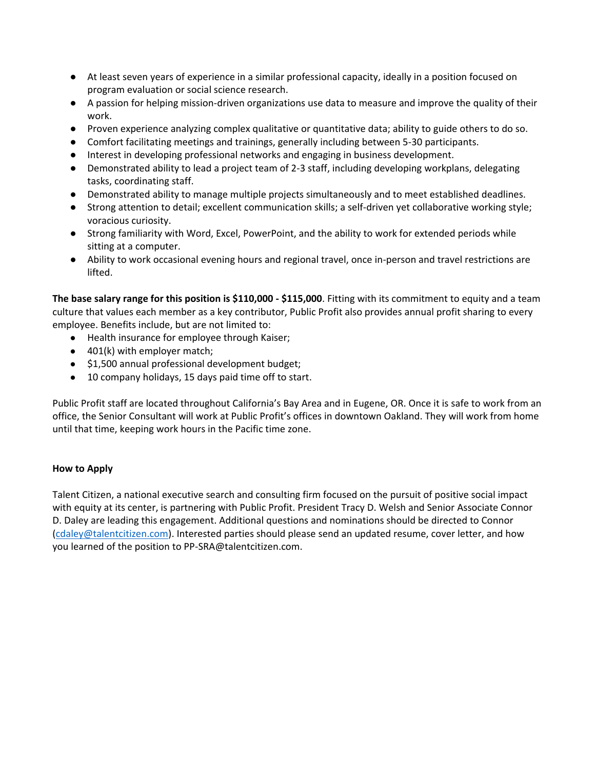- At least seven years of experience in a similar professional capacity, ideally in a position focused on program evaluation or social science research.
- A passion for helping mission-driven organizations use data to measure and improve the quality of their work.
- Proven experience analyzing complex qualitative or quantitative data; ability to guide others to do so.
- Comfort facilitating meetings and trainings, generally including between 5-30 participants.
- Interest in developing professional networks and engaging in business development.
- Demonstrated ability to lead a project team of 2-3 staff, including developing workplans, delegating tasks, coordinating staff.
- Demonstrated ability to manage multiple projects simultaneously and to meet established deadlines.
- Strong attention to detail; excellent communication skills; a self-driven yet collaborative working style; voracious curiosity.
- Strong familiarity with Word, Excel, PowerPoint, and the ability to work for extended periods while sitting at a computer.
- Ability to work occasional evening hours and regional travel, once in-person and travel restrictions are lifted.

**The base salary range for this position is $110,000 - $115,000**. Fitting with its commitment to equity and a team culture that values each member as a key contributor, Public Profit also provides annual profit sharing to every employee. Benefits include, but are not limited to:

- Health insurance for employee through Kaiser;
- 401(k) with employer match;
- $1,500 annual professional development budget;
- 10 company holidays, 15 days paid time off to start.

Public Profit staff are located throughout California's Bay Area and in Eugene, OR. Once it is safe to work from an office, the Senior Consultant will work at Public Profit's offices in downtown Oakland. They will work from home until that time, keeping work hours in the Pacific time zone.

**How to Apply**

Talent Citizen, a national executive search and consulting firm focused on the pursuit of positive social impact with equity at its center, is partnering with Public Profit. President Tracy D. Welsh and Senior Associate Connor D. Daley are leading this engagement. Additional questions and nominations should be directed to Connor (cdaley@talentcitizen.com). Interested parties should please send an updated resume, cover letter, and how you learned of the position to PP-SRA@talentcitizen.com.